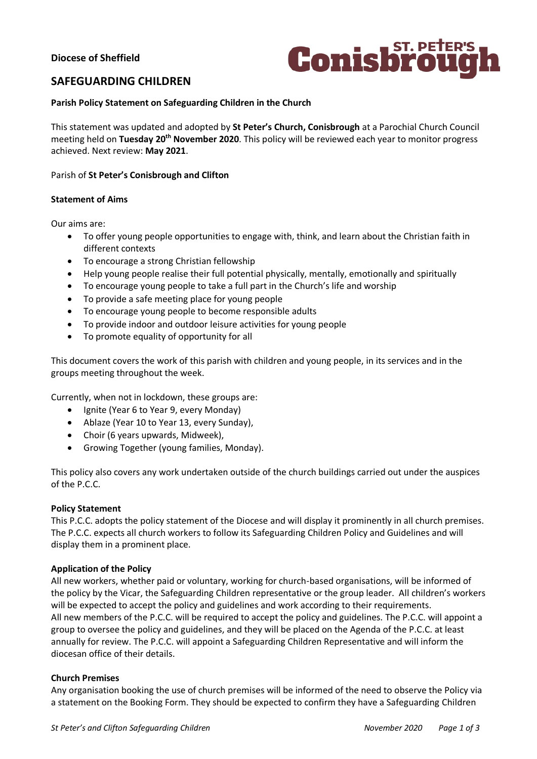**Diocese of Sheffield**

ST. PETER'S Conisbrough

## SAFEGUARDING CHILDREN

**Parish Policy Statement on Safeguarding Children in the Church**

This statement was updated and adopted by **St Peter's Church, Conisbrough** at a Parochial Church Council meeting held on **Tuesday 20th November 2020**. This policy will be reviewed each year to monitor progress achieved. Next review: **May 2021**.

Parish of **St Peter's Conisbrough and Clifton**

**Statement of Aims**

Our aims are:

- To offer young people opportunities to engage with, think, and learn about the Christian faith in different contexts
- To encourage a strong Christian fellowship
- Help young people realise their full potential physically, mentally, emotionally and spiritually
- To encourage young people to take a full part in the Church's life and worship
- To provide a safe meeting place for young people
- To encourage young people to become responsible adults
- To provide indoor and outdoor leisure activities for young people
- To promote equality of opportunity for all

This document covers the work of this parish with children and young people, in its services and in the groups meeting throughout the week.

Currently, when not in lockdown, these groups are:

- Ignite (Year 6 to Year 9, every Monday)
- Ablaze (Year 10 to Year 13, every Sunday),
- Choir (6 years upwards, Midweek),
- Growing Together (young families, Monday).

This policy also covers any work undertaken outside of the church buildings carried out under the auspices of the P.C.C.

**Policy Statement**

This P.C.C. adopts the policy statement of the Diocese and will display it prominently in all church premises. The P.C.C. expects all church workers to follow its Safeguarding Children Policy and Guidelines and will display them in a prominent place.

**Application of the Policy**

All new workers, whether paid or voluntary, working for church-based organisations, will be informed of the policy by the Vicar, the Safeguarding Children representative or the group leader. All children's workers will be expected to accept the policy and guidelines and work according to their requirements.
All new members of the P.C.C. will be required to accept the policy and guidelines. The P.C.C. will appoint a group to oversee the policy and guidelines, and they will be placed on the Agenda of the P.C.C. at least annually for review. The P.C.C. will appoint a Safeguarding Children Representative and will inform the diocesan office of their details.

**Church Premises**

Any organisation booking the use of church premises will be informed of the need to observe the Policy via a statement on the Booking Form. They should be expected to confirm they have a Safeguarding Children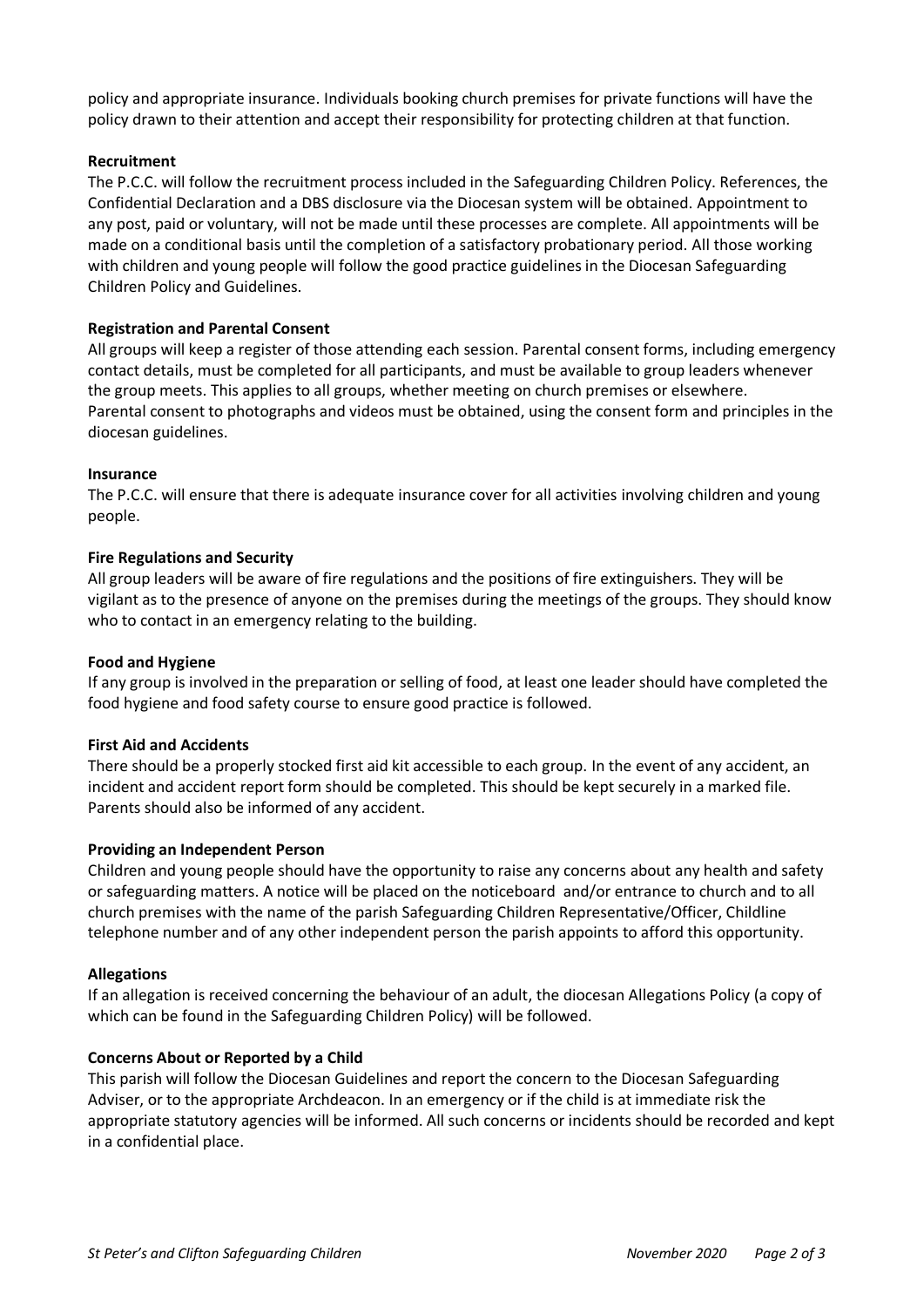policy and appropriate insurance. Individuals booking church premises for private functions will have the policy drawn to their attention and accept their responsibility for protecting children at that function.

**Recruitment**

The P.C.C. will follow the recruitment process included in the Safeguarding Children Policy. References, the Confidential Declaration and a DBS disclosure via the Diocesan system will be obtained. Appointment to any post, paid or voluntary, will not be made until these processes are complete. All appointments will be made on a conditional basis until the completion of a satisfactory probationary period. All those working with children and young people will follow the good practice guidelines in the Diocesan Safeguarding Children Policy and Guidelines.

**Registration and Parental Consent**

All groups will keep a register of those attending each session. Parental consent forms, including emergency contact details, must be completed for all participants, and must be available to group leaders whenever the group meets. This applies to all groups, whether meeting on church premises or elsewhere.
Parental consent to photographs and videos must be obtained, using the consent form and principles in the diocesan guidelines.

**Insurance**

The P.C.C. will ensure that there is adequate insurance cover for all activities involving children and young people.

**Fire Regulations and Security**

All group leaders will be aware of fire regulations and the positions of fire extinguishers. They will be vigilant as to the presence of anyone on the premises during the meetings of the groups. They should know who to contact in an emergency relating to the building.

**Food and Hygiene**

If any group is involved in the preparation or selling of food, at least one leader should have completed the food hygiene and food safety course to ensure good practice is followed.

**First Aid and Accidents**

There should be a properly stocked first aid kit accessible to each group. In the event of any accident, an incident and accident report form should be completed. This should be kept securely in a marked file. Parents should also be informed of any accident.

**Providing an Independent Person**

Children and young people should have the opportunity to raise any concerns about any health and safety or safeguarding matters. A notice will be placed on the noticeboard and/or entrance to church and to all church premises with the name of the parish Safeguarding Children Representative/Officer, Childline telephone number and of any other independent person the parish appoints to afford this opportunity.

**Allegations**

If an allegation is received concerning the behaviour of an adult, the diocesan Allegations Policy (a copy of which can be found in the Safeguarding Children Policy) will be followed.

**Concerns About or Reported by a Child**

This parish will follow the Diocesan Guidelines and report the concern to the Diocesan Safeguarding Adviser, or to the appropriate Archdeacon. In an emergency or if the child is at immediate risk the appropriate statutory agencies will be informed. All such concerns or incidents should be recorded and kept in a confidential place.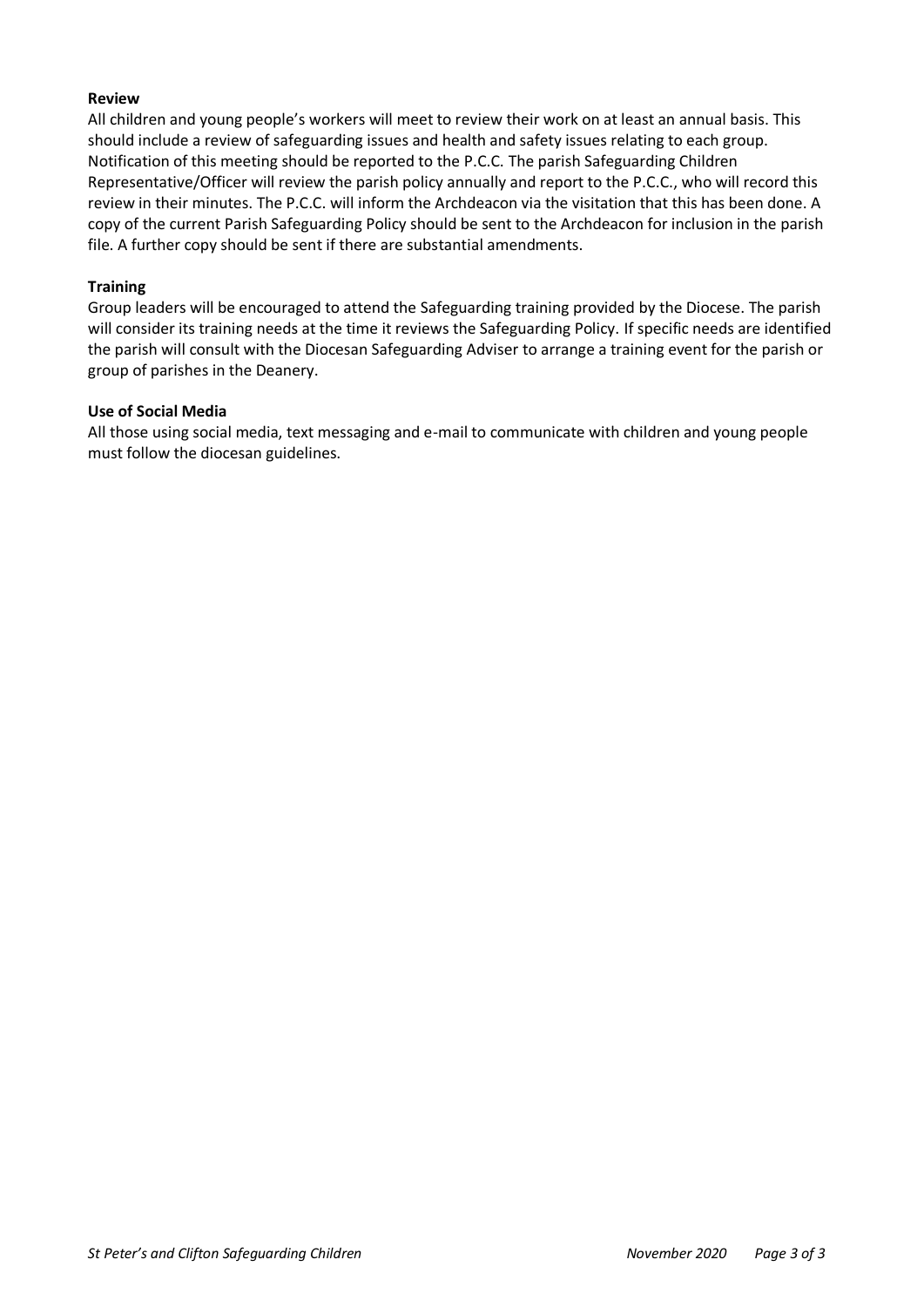**Review**

All children and young people's workers will meet to review their work on at least an annual basis. This should include a review of safeguarding issues and health and safety issues relating to each group. Notification of this meeting should be reported to the P.C.C. The parish Safeguarding Children Representative/Officer will review the parish policy annually and report to the P.C.C., who will record this review in their minutes. The P.C.C. will inform the Archdeacon via the visitation that this has been done. A copy of the current Parish Safeguarding Policy should be sent to the Archdeacon for inclusion in the parish file. A further copy should be sent if there are substantial amendments.

**Training**

Group leaders will be encouraged to attend the Safeguarding training provided by the Diocese. The parish will consider its training needs at the time it reviews the Safeguarding Policy. If specific needs are identified the parish will consult with the Diocesan Safeguarding Adviser to arrange a training event for the parish or group of parishes in the Deanery.

**Use of Social Media**

All those using social media, text messaging and e-mail to communicate with children and young people must follow the diocesan guidelines.